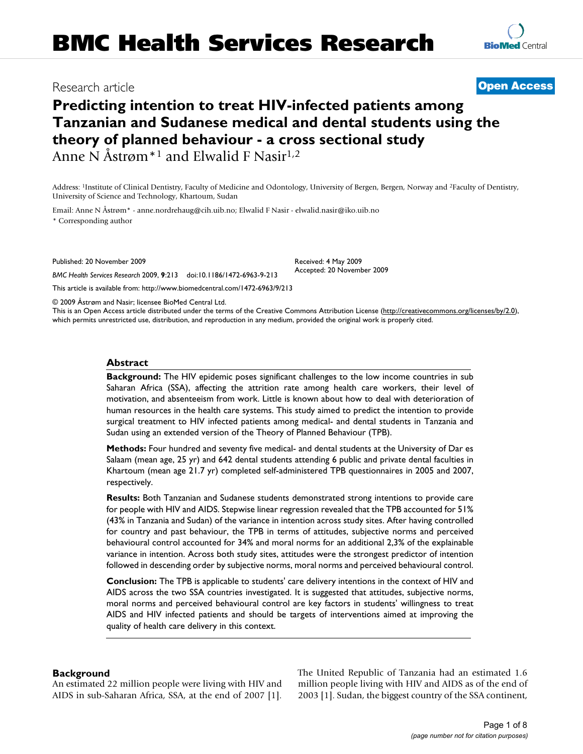# Research article

**Open Access**

# Predicting intention to treat HIV-infected patients among Tanzanian and Sudanese medical and dental students using the theory of planned behaviour - a cross sectional study

Anne N Åstrøm*[1] and Elwalid F Nasir[1,2]

Address: [1]Institute of Clinical Dentistry, Faculty of Medicine and Odontology, University of Bergen, Bergen, Norway and [2]Faculty of Dentistry, University of Science and Technology, Khartoum, Sudan

Email: Anne N Åstrøm* - anne.nordrehaug@cih.uib.no; Elwalid F Nasir - elwalid.nasir@iko.uib.no

* Corresponding author

Published: 20 November 2009

*BMC Health Services Research* 2009, **9**:213 doi:10.1186/1472-6963-9-213

Received: 4 May 2009
Accepted: 20 November 2009

This article is available from: http://www.biomedcentral.com/1472-6963/9/213

© 2009 Åstrøm and Nasir; licensee BioMed Central Ltd.
This is an Open Access article distributed under the terms of the Creative Commons Attribution License (http://creativecommons.org/licenses/by/2.0), which permits unrestricted use, distribution, and reproduction in any medium, provided the original work is properly cited.

## Abstract

**Background:** The HIV epidemic poses significant challenges to the low income countries in sub Saharan Africa (SSA), affecting the attrition rate among health care workers, their level of motivation, and absenteeism from work. Little is known about how to deal with deterioration of human resources in the health care systems. This study aimed to predict the intention to provide surgical treatment to HIV infected patients among medical- and dental students in Tanzania and Sudan using an extended version of the Theory of Planned Behaviour (TPB).

**Methods:** Four hundred and seventy five medical- and dental students at the University of Dar es Salaam (mean age, 25 yr) and 642 dental students attending 6 public and private dental faculties in Khartoum (mean age 21.7 yr) completed self-administered TPB questionnaires in 2005 and 2007, respectively.

**Results:** Both Tanzanian and Sudanese students demonstrated strong intentions to provide care for people with HIV and AIDS. Stepwise linear regression revealed that the TPB accounted for 51% (43% in Tanzania and Sudan) of the variance in intention across study sites. After having controlled for country and past behaviour, the TPB in terms of attitudes, subjective norms and perceived behavioural control accounted for 34% and moral norms for an additional 2,3% of the explainable variance in intention. Across both study sites, attitudes were the strongest predictor of intention followed in descending order by subjective norms, moral norms and perceived behavioural control.

**Conclusion:** The TPB is applicable to students' care delivery intentions in the context of HIV and AIDS across the two SSA countries investigated. It is suggested that attitudes, subjective norms, moral norms and perceived behavioural control are key factors in students' willingness to treat AIDS and HIV infected patients and should be targets of interventions aimed at improving the quality of health care delivery in this context.

## Background

An estimated 22 million people were living with HIV and AIDS in sub-Saharan Africa, SSA, at the end of 2007 [1]. The United Republic of Tanzania had an estimated 1.6 million people living with HIV and AIDS as of the end of 2003 [1]. Sudan, the biggest country of the SSA continent,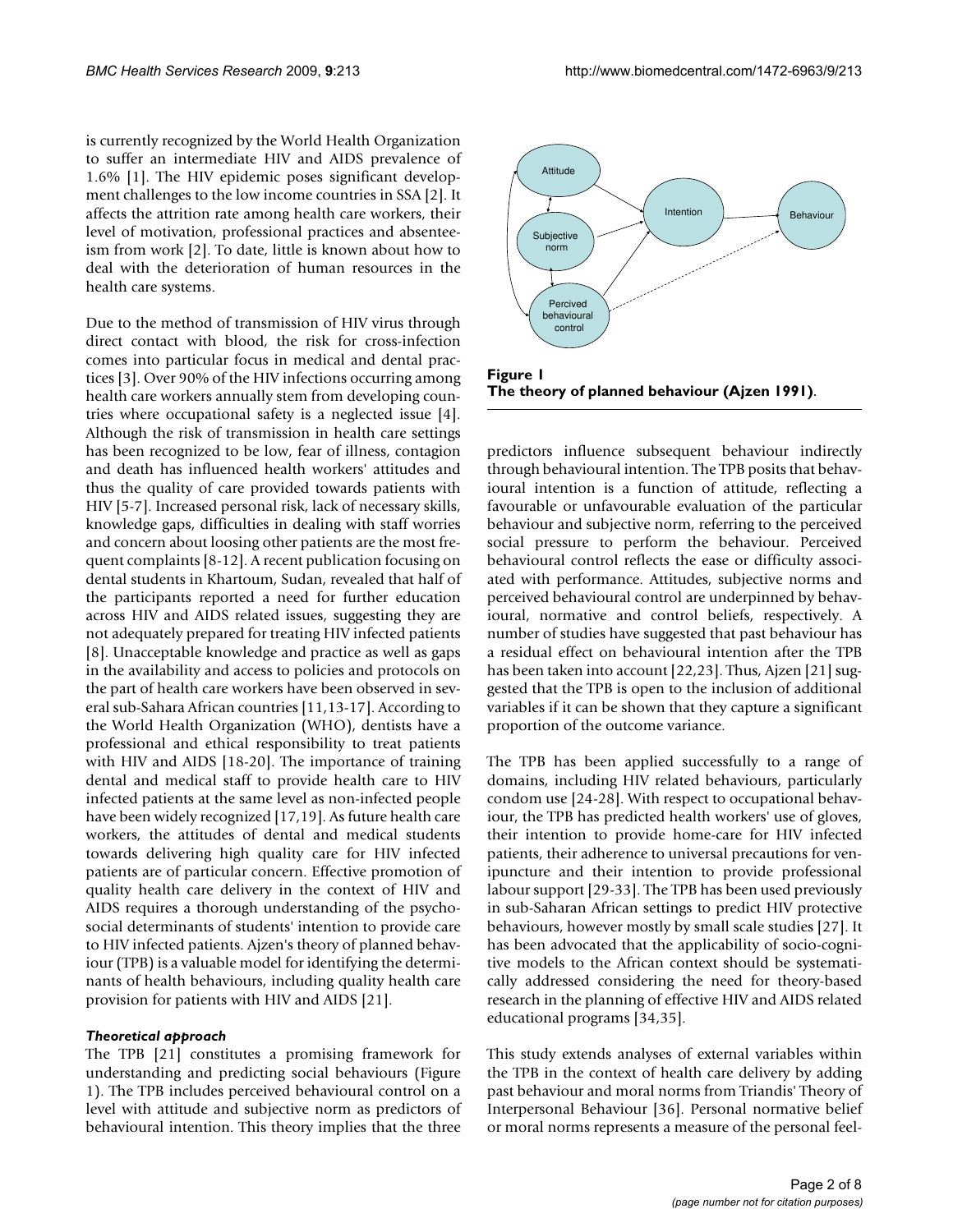is currently recognized by the World Health Organization to suffer an intermediate HIV and AIDS prevalence of 1.6% [1]. The HIV epidemic poses significant development challenges to the low income countries in SSA [2]. It affects the attrition rate among health care workers, their level of motivation, professional practices and absenteeism from work [2]. To date, little is known about how to deal with the deterioration of human resources in the health care systems.

Due to the method of transmission of HIV virus through direct contact with blood, the risk for cross-infection comes into particular focus in medical and dental practices [3]. Over 90% of the HIV infections occurring among health care workers annually stem from developing countries where occupational safety is a neglected issue [4]. Although the risk of transmission in health care settings has been recognized to be low, fear of illness, contagion and death has influenced health workers' attitudes and thus the quality of care provided towards patients with HIV [5-7]. Increased personal risk, lack of necessary skills, knowledge gaps, difficulties in dealing with staff worries and concern about loosing other patients are the most frequent complaints [8-12]. A recent publication focusing on dental students in Khartoum, Sudan, revealed that half of the participants reported a need for further education across HIV and AIDS related issues, suggesting they are not adequately prepared for treating HIV infected patients [8]. Unacceptable knowledge and practice as well as gaps in the availability and access to policies and protocols on the part of health care workers have been observed in several sub-Sahara African countries [11,13-17]. According to the World Health Organization (WHO), dentists have a professional and ethical responsibility to treat patients with HIV and AIDS [18-20]. The importance of training dental and medical staff to provide health care to HIV infected patients at the same level as non-infected people have been widely recognized [17,19]. As future health care workers, the attitudes of dental and medical students towards delivering high quality care for HIV infected patients are of particular concern. Effective promotion of quality health care delivery in the context of HIV and AIDS requires a thorough understanding of the psychosocial determinants of students' intention to provide care to HIV infected patients. Ajzen's theory of planned behaviour (TPB) is a valuable model for identifying the determinants of health behaviours, including quality health care provision for patients with HIV and AIDS [21].

### *Theoretical approach*

The TPB [21] constitutes a promising framework for understanding and predicting social behaviours (Figure 1). The TPB includes perceived behavioural control on a level with attitude and subjective norm as predictors of behavioural intention. This theory implies that the three predictors influence subsequent behaviour indirectly through behavioural intention. The TPB posits that behavioural intention is a function of attitude, reflecting a favourable or unfavourable evaluation of the particular behaviour and subjective norm, referring to the perceived social pressure to perform the behaviour. Perceived behavioural control reflects the ease or difficulty associated with performance. Attitudes, subjective norms and perceived behavioural control are underpinned by behavioural, normative and control beliefs, respectively. A number of studies have suggested that past behaviour has a residual effect on behavioural intention after the TPB has been taken into account [22,23]. Thus, Ajzen [21] suggested that the TPB is open to the inclusion of additional variables if it can be shown that they capture a significant proportion of the outcome variance.

**Figure 1**
**The theory of planned behaviour (Ajzen 1991).**

The TPB has been applied successfully to a range of domains, including HIV related behaviours, particularly condom use [24-28]. With respect to occupational behaviour, the TPB has predicted health workers' use of gloves, their intention to provide home-care for HIV infected patients, their adherence to universal precautions for venipuncture and their intention to provide professional labour support [29-33]. The TPB has been used previously in sub-Saharan African settings to predict HIV protective behaviours, however mostly by small scale studies [27]. It has been advocated that the applicability of socio-cognitive models to the African context should be systematically addressed considering the need for theory-based research in the planning of effective HIV and AIDS related educational programs [34,35].

This study extends analyses of external variables within the TPB in the context of health care delivery by adding past behaviour and moral norms from Triandis' Theory of Interpersonal Behaviour [36]. Personal normative belief or moral norms represents a measure of the personal feel-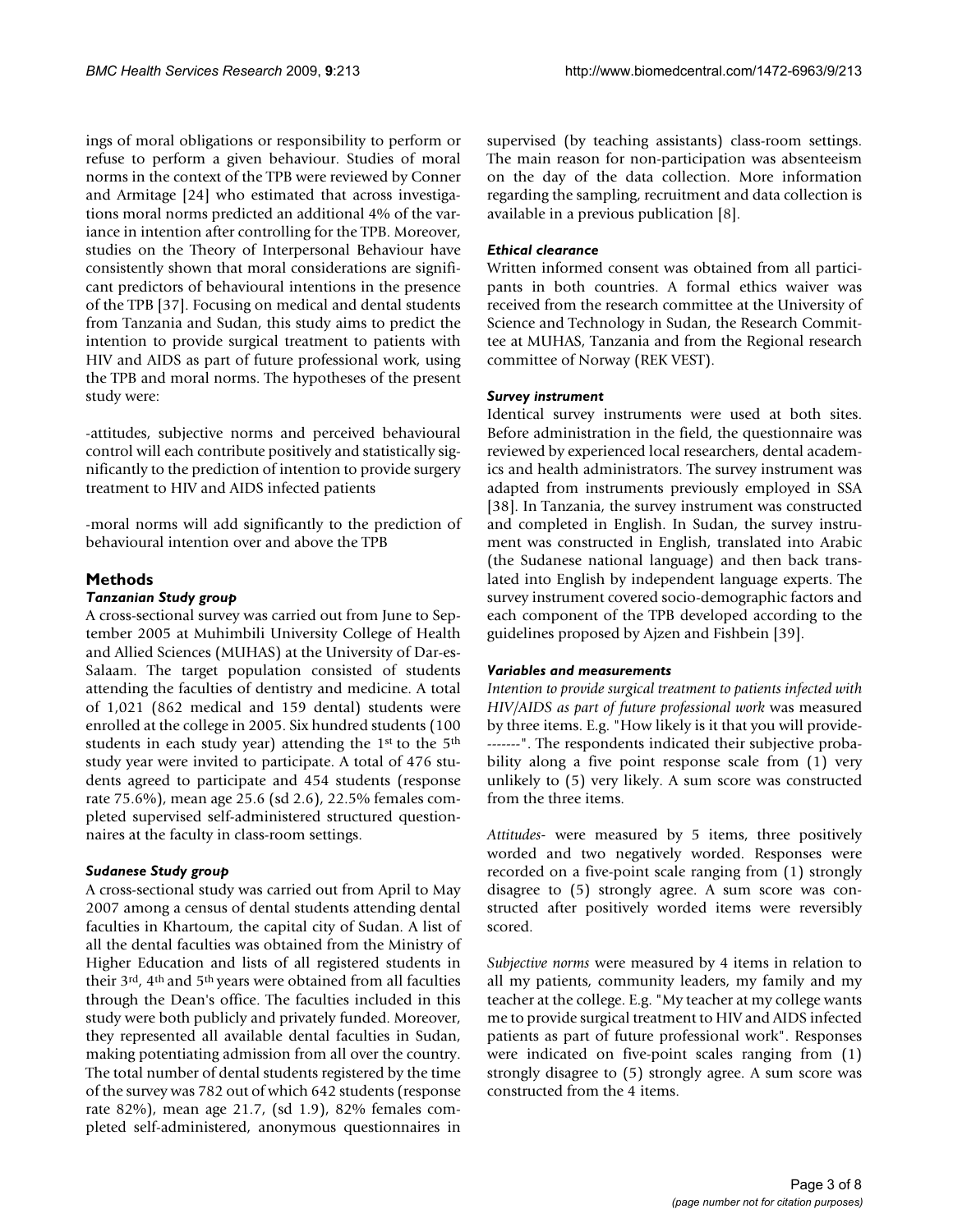ings of moral obligations or responsibility to perform or refuse to perform a given behaviour. Studies of moral norms in the context of the TPB were reviewed by Conner and Armitage [24] who estimated that across investigations moral norms predicted an additional 4% of the variance in intention after controlling for the TPB. Moreover, studies on the Theory of Interpersonal Behaviour have consistently shown that moral considerations are significant predictors of behavioural intentions in the presence of the TPB [37]. Focusing on medical and dental students from Tanzania and Sudan, this study aims to predict the intention to provide surgical treatment to patients with HIV and AIDS as part of future professional work, using the TPB and moral norms. The hypotheses of the present study were:

-attitudes, subjective norms and perceived behavioural control will each contribute positively and statistically significantly to the prediction of intention to provide surgery treatment to HIV and AIDS infected patients

-moral norms will add significantly to the prediction of behavioural intention over and above the TPB

## Methods

### *Tanzanian Study group*

A cross-sectional survey was carried out from June to September 2005 at Muhimbili University College of Health and Allied Sciences (MUHAS) at the University of Dar-es-Salaam. The target population consisted of students attending the faculties of dentistry and medicine. A total of 1,021 (862 medical and 159 dental) students were enrolled at the college in 2005. Six hundred students (100 students in each study year) attending the 1st to the 5th study year were invited to participate. A total of 476 students agreed to participate and 454 students (response rate 75.6%), mean age 25.6 (sd 2.6), 22.5% females completed supervised self-administered structured questionnaires at the faculty in class-room settings.

### *Sudanese Study group*

A cross-sectional study was carried out from April to May 2007 among a census of dental students attending dental faculties in Khartoum, the capital city of Sudan. A list of all the dental faculties was obtained from the Ministry of Higher Education and lists of all registered students in their 3rd, 4th and 5th years were obtained from all faculties through the Dean's office. The faculties included in this study were both publicly and privately funded. Moreover, they represented all available dental faculties in Sudan, making potentiating admission from all over the country. The total number of dental students registered by the time of the survey was 782 out of which 642 students (response rate 82%), mean age 21.7, (sd 1.9), 82% females completed self-administered, anonymous questionnaires in supervised (by teaching assistants) class-room settings. The main reason for non-participation was absenteeism on the day of the data collection. More information regarding the sampling, recruitment and data collection is available in a previous publication [8].

### *Ethical clearance*

Written informed consent was obtained from all participants in both countries. A formal ethics waiver was received from the research committee at the University of Science and Technology in Sudan, the Research Committee at MUHAS, Tanzania and from the Regional research committee of Norway (REK VEST).

### *Survey instrument*

Identical survey instruments were used at both sites. Before administration in the field, the questionnaire was reviewed by experienced local researchers, dental academics and health administrators. The survey instrument was adapted from instruments previously employed in SSA [38]. In Tanzania, the survey instrument was constructed and completed in English. In Sudan, the survey instrument was constructed in English, translated into Arabic (the Sudanese national language) and then back translated into English by independent language experts. The survey instrument covered socio-demographic factors and each component of the TPB developed according to the guidelines proposed by Ajzen and Fishbein [39].

### *Variables and measurements*

*Intention to provide surgical treatment to patients infected with HIV/AIDS as part of future professional work* was measured by three items. E.g. "How likely is it that you will provide-------". The respondents indicated their subjective probability along a five point response scale from (1) very unlikely to (5) very likely. A sum score was constructed from the three items.

*Attitudes-* were measured by 5 items, three positively worded and two negatively worded. Responses were recorded on a five-point scale ranging from (1) strongly disagree to (5) strongly agree. A sum score was constructed after positively worded items were reversibly scored.

*Subjective norms* were measured by 4 items in relation to all my patients, community leaders, my family and my teacher at the college. E.g. "My teacher at my college wants me to provide surgical treatment to HIV and AIDS infected patients as part of future professional work". Responses were indicated on five-point scales ranging from (1) strongly disagree to (5) strongly agree. A sum score was constructed from the 4 items.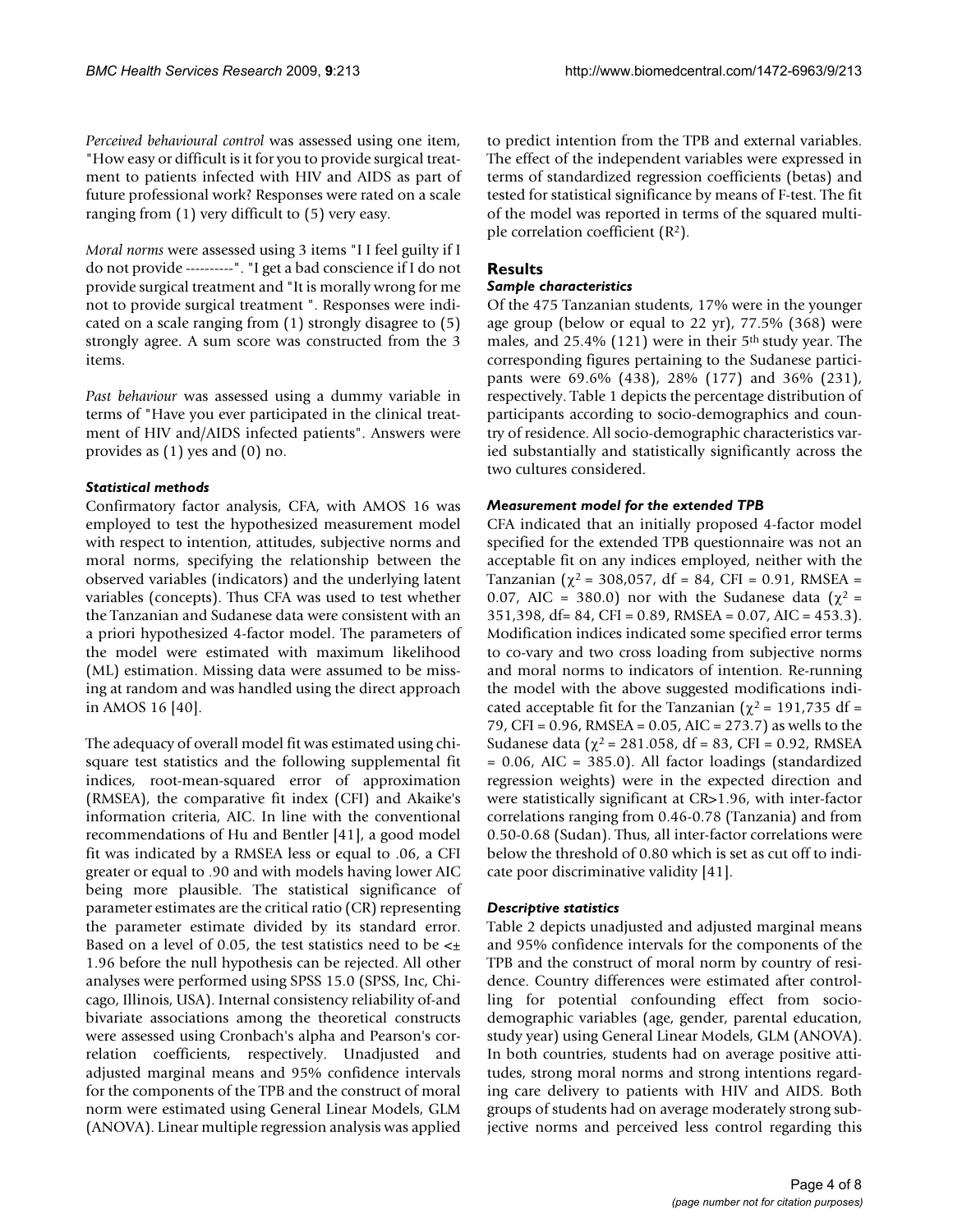*Perceived behavioural control* was assessed using one item, "How easy or difficult is it for you to provide surgical treatment to patients infected with HIV and AIDS as part of future professional work? Responses were rated on a scale ranging from (1) very difficult to (5) very easy.

*Moral norms* were assessed using 3 items "I I feel guilty if I do not provide ----------". "I get a bad conscience if I do not provide surgical treatment and "It is morally wrong for me not to provide surgical treatment ". Responses were indicated on a scale ranging from (1) strongly disagree to (5) strongly agree. A sum score was constructed from the 3 items.

*Past behaviour* was assessed using a dummy variable in terms of "Have you ever participated in the clinical treatment of HIV and/AIDS infected patients". Answers were provides as (1) yes and (0) no.

### *Statistical methods*

Confirmatory factor analysis, CFA, with AMOS 16 was employed to test the hypothesized measurement model with respect to intention, attitudes, subjective norms and moral norms, specifying the relationship between the observed variables (indicators) and the underlying latent variables (concepts). Thus CFA was used to test whether the Tanzanian and Sudanese data were consistent with an a priori hypothesized 4-factor model. The parameters of the model were estimated with maximum likelihood (ML) estimation. Missing data were assumed to be missing at random and was handled using the direct approach in AMOS 16 [40].

The adequacy of overall model fit was estimated using chi-square test statistics and the following supplemental fit indices, root-mean-squared error of approximation (RMSEA), the comparative fit index (CFI) and Akaike's information criteria, AIC. In line with the conventional recommendations of Hu and Bentler [41], a good model fit was indicated by a RMSEA less or equal to .06, a CFI greater or equal to .90 and with models having lower AIC being more plausible. The statistical significance of parameter estimates are the critical ratio (CR) representing the parameter estimate divided by its standard error. Based on a level of 0.05, the test statistics need to be <± 1.96 before the null hypothesis can be rejected. All other analyses were performed using SPSS 15.0 (SPSS, Inc, Chicago, Illinois, USA). Internal consistency reliability of-and bivariate associations among the theoretical constructs were assessed using Cronbach's alpha and Pearson's correlation coefficients, respectively. Unadjusted and adjusted marginal means and 95% confidence intervals for the components of the TPB and the construct of moral norm were estimated using General Linear Models, GLM (ANOVA). Linear multiple regression analysis was applied to predict intention from the TPB and external variables. The effect of the independent variables were expressed in terms of standardized regression coefficients (betas) and tested for statistical significance by means of F-test. The fit of the model was reported in terms of the squared multiple correlation coefficient ($R^2$).

## Results

### *Sample characteristics*

Of the 475 Tanzanian students, 17% were in the younger age group (below or equal to 22 yr), 77.5% (368) were males, and 25.4% (121) were in their 5th study year. The corresponding figures pertaining to the Sudanese participants were 69.6% (438), 28% (177) and 36% (231), respectively. Table 1 depicts the percentage distribution of participants according to socio-demographics and country of residence. All socio-demographic characteristics varied substantially and statistically significantly across the two cultures considered.

### *Measurement model for the extended TPB*

CFA indicated that an initially proposed 4-factor model specified for the extended TPB questionnaire was not an acceptable fit on any indices employed, neither with the Tanzanian ($\chi^2$ = 308,057, df = 84, CFI = 0.91, RMSEA = 0.07, AIC = 380.0) nor with the Sudanese data ($\chi^2$ = 351,398, df= 84, CFI = 0.89, RMSEA = 0.07, AIC = 453.3). Modification indices indicated some specified error terms to co-vary and two cross loading from subjective norms and moral norms to indicators of intention. Re-running the model with the above suggested modifications indicated acceptable fit for the Tanzanian ($\chi^2$ = 191,735 df = 79, CFI = 0.96, RMSEA = 0.05, AIC = 273.7) as wells to the Sudanese data ($\chi^2$ = 281.058, df = 83, CFI = 0.92, RMSEA = 0.06, AIC = 385.0). All factor loadings (standardized regression weights) were in the expected direction and were statistically significant at CR>1.96, with inter-factor correlations ranging from 0.46-0.78 (Tanzania) and from 0.50-0.68 (Sudan). Thus, all inter-factor correlations were below the threshold of 0.80 which is set as cut off to indicate poor discriminative validity [41].

### *Descriptive statistics*

Table 2 depicts unadjusted and adjusted marginal means and 95% confidence intervals for the components of the TPB and the construct of moral norm by country of residence. Country differences were estimated after controlling for potential confounding effect from socio-demographic variables (age, gender, parental education, study year) using General Linear Models, GLM (ANOVA). In both countries, students had on average positive attitudes, strong moral norms and strong intentions regarding care delivery to patients with HIV and AIDS. Both groups of students had on average moderately strong subjective norms and perceived less control regarding this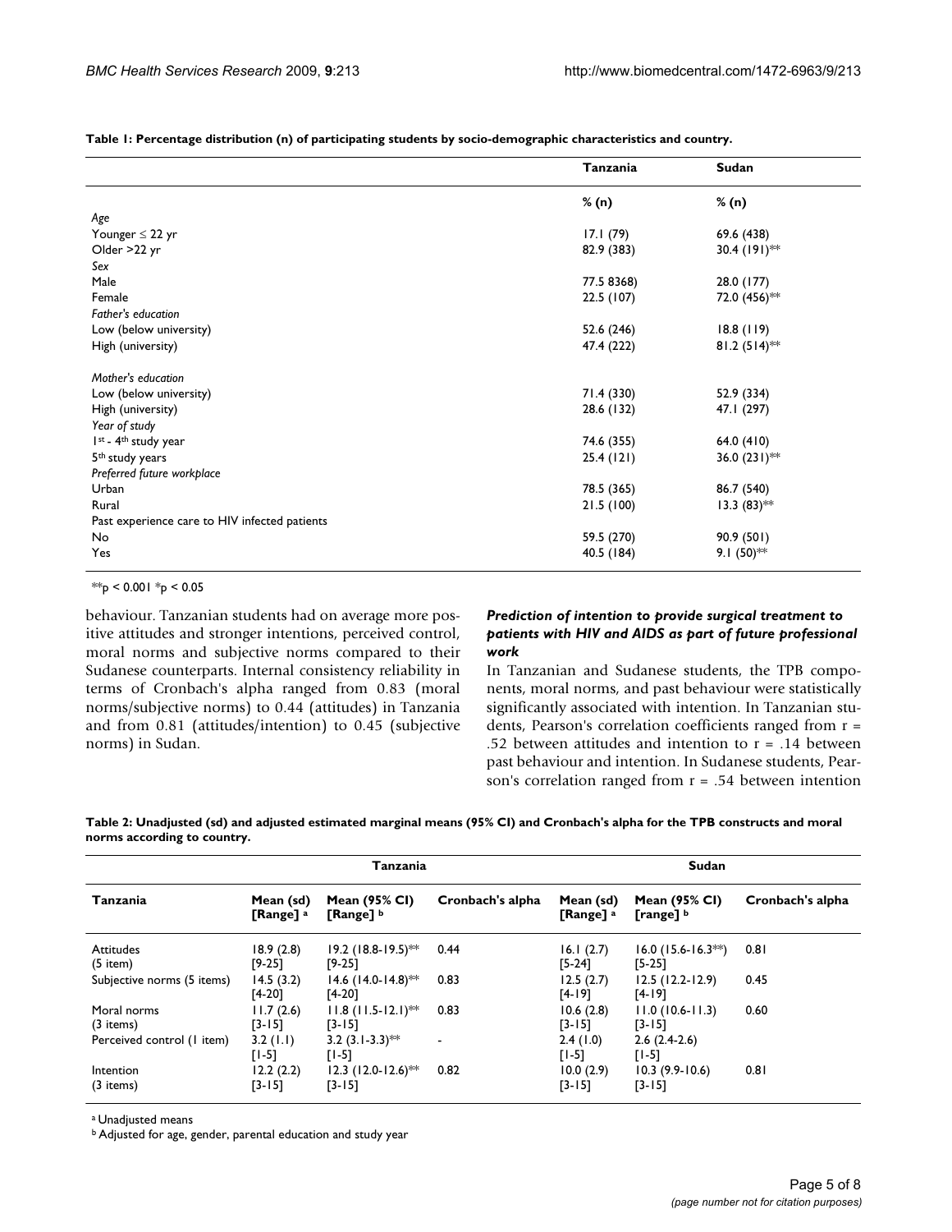**Table 1: Percentage distribution (n) of participating students by socio-demographic characteristics and country.**

| | Tanzania | Sudan |
|---|---|---|
| | % (n) | % (n) |
| *Age* | | |
| Younger ≤ 22 yr | 17.1 (79) | 69.6 (438) |
| Older >22 yr | 82.9 (383) | 30.4 (191)** |
| *Sex* | | |
| Male | 77.5 8368) | 28.0 (177) |
| Female | 22.5 (107) | 72.0 (456)** |
| *Father's education* | | |
| Low (below university) | 52.6 (246) | 18.8 (119) |
| High (university) | 47.4 (222) | 81.2 (514)** |
| *Mother's education* | | |
| Low (below university) | 71.4 (330) | 52.9 (334) |
| High (university) | 28.6 (132) | 47.1 (297) |
| *Year of study* | | |
| 1st - 4th study year | 74.6 (355) | 64.0 (410) |
| 5th study years | 25.4 (121) | 36.0 (231)** |
| *Preferred future workplace* | | |
| Urban | 78.5 (365) | 86.7 (540) |
| Rural | 21.5 (100) | 13.3 (83)** |
| Past experience care to HIV infected patients | | |
| No | 59.5 (270) | 90.9 (501) |
| Yes | 40.5 (184) | 9.1 (50)** |

**p < 0.001 *p < 0.05

behaviour. Tanzanian students had on average more positive attitudes and stronger intentions, perceived control, moral norms and subjective norms compared to their Sudanese counterparts. Internal consistency reliability in terms of Cronbach's alpha ranged from 0.83 (moral norms/subjective norms) to 0.44 (attitudes) in Tanzania and from 0.81 (attitudes/intention) to 0.45 (subjective norms) in Sudan.

### *Prediction of intention to provide surgical treatment to patients with HIV and AIDS as part of future professional work*

In Tanzanian and Sudanese students, the TPB components, moral norms, and past behaviour were statistically significantly associated with intention. In Tanzanian students, Pearson's correlation coefficients ranged from r = .52 between attitudes and intention to r = .14 between past behaviour and intention. In Sudanese students, Pearson's correlation ranged from r = .54 between intention

**Table 2: Unadjusted (sd) and adjusted estimated marginal means (95% CI) and Cronbach's alpha for the TPB constructs and moral norms according to country.**

| | Tanzania | | | Sudan | | |
|---|---|---|---|---|---|---|
| Tanzania | Mean (sd) [Range] [a] | Mean (95% CI) [Range] [b] | Cronbach's alpha | Mean (sd) [Range] [a] | Mean (95% CI) [range] [b] | Cronbach's alpha |
| Attitudes (5 item) | 18.9 (2.8) [9-25] | 19.2 (18.8-19.5)** [9-25] | 0.44 | 16.1 (2.7) [5-24] | 16.0 (15.6-16.3**) [5-25] | 0.81 |
| Subjective norms (5 items) | 14.5 (3.2) [4-20] | 14.6 (14.0-14.8)** [4-20] | 0.83 | 12.5 (2.7) [4-19] | 12.5 (12.2-12.9) [4-19] | 0.45 |
| Moral norms (3 items) | 11.7 (2.6) [3-15] | 11.8 (11.5-12.1)** [3-15] | 0.83 | 10.6 (2.8) [3-15] | 11.0 (10.6-11.3) [3-15] | 0.60 |
| Perceived control (1 item) | 3.2 (1.1) [1-5] | 3.2 (3.1-3.3)** [1-5] | - | 2.4 (1.0) [1-5] | 2.6 (2.4-2.6) [1-5] | |
| Intention (3 items) | 12.2 (2.2) [3-15] | 12.3 (12.0-12.6)** [3-15] | 0.82 | 10.0 (2.9) [3-15] | 10.3 (9.9-10.6) [3-15] | 0.81 |

[a] Unadjusted means

[b] Adjusted for age, gender, parental education and study year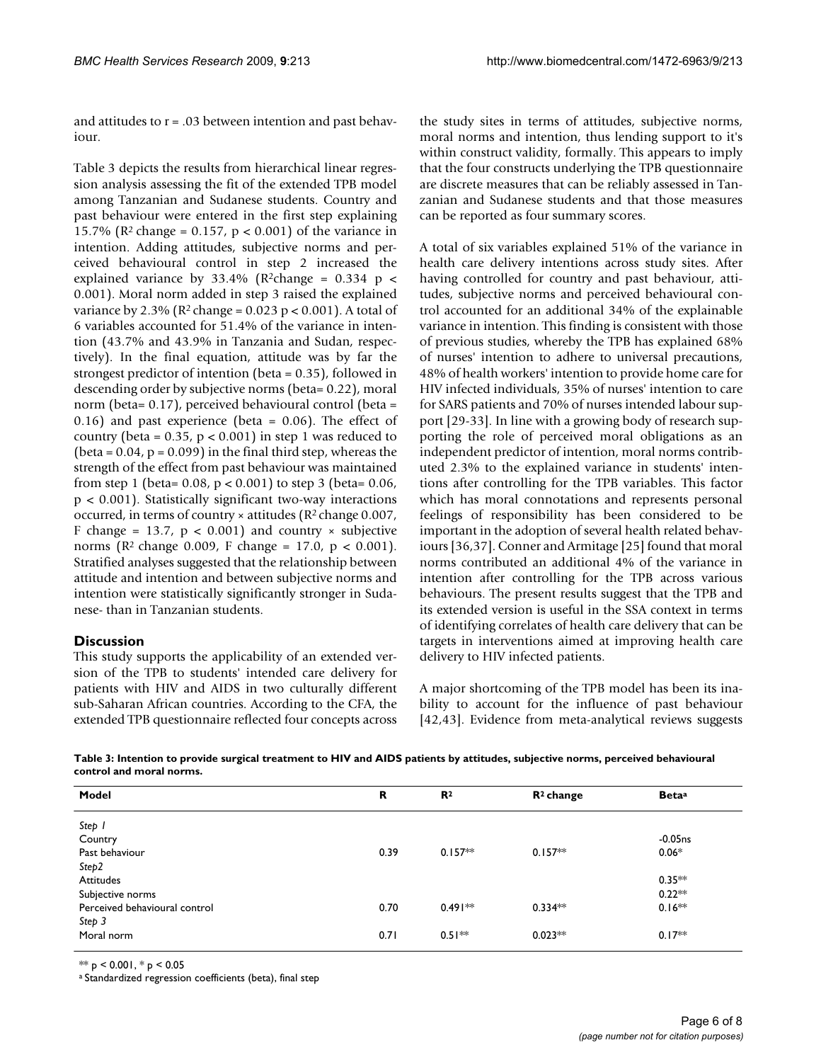and attitudes to $r = .03$ between intention and past behaviour.

Table 3 depicts the results from hierarchical linear regression analysis assessing the fit of the extended TPB model among Tanzanian and Sudanese students. Country and past behaviour were entered in the first step explaining 15.7% ($R^2$ change = 0.157, $p < 0.001$) of the variance in intention. Adding attitudes, subjective norms and perceived behavioural control in step 2 increased the explained variance by 33.4% ($R^2$change = 0.334 $p < 0.001$). Moral norm added in step 3 raised the explained variance by 2.3% ($R^2$ change = 0.023 $p < 0.001$). A total of 6 variables accounted for 51.4% of the variance in intention (43.7% and 43.9% in Tanzania and Sudan, respectively). In the final equation, attitude was by far the strongest predictor of intention (beta = 0.35), followed in descending order by subjective norms (beta= 0.22), moral norm (beta= 0.17), perceived behavioural control (beta = 0.16) and past experience (beta = 0.06). The effect of country (beta = 0.35, $p < 0.001$) in step 1 was reduced to (beta = 0.04, $p = 0.099$) in the final third step, whereas the strength of the effect from past behaviour was maintained from step 1 (beta= 0.08, $p < 0.001$) to step 3 (beta= 0.06, $p < 0.001$). Statistically significant two-way interactions occurred, in terms of country × attitudes ($R^2$ change 0.007, F change = 13.7, $p < 0.001$) and country × subjective norms ($R^2$ change 0.009, F change = 17.0, $p < 0.001$). Stratified analyses suggested that the relationship between attitude and intention and between subjective norms and intention were statistically significantly stronger in Sudanese- than in Tanzanian students.

## Discussion

This study supports the applicability of an extended version of the TPB to students' intended care delivery for patients with HIV and AIDS in two culturally different sub-Saharan African countries. According to the CFA, the extended TPB questionnaire reflected four concepts across the study sites in terms of attitudes, subjective norms, moral norms and intention, thus lending support to it's within construct validity, formally. This appears to imply that the four constructs underlying the TPB questionnaire are discrete measures that can be reliably assessed in Tanzanian and Sudanese students and that those measures can be reported as four summary scores.

A total of six variables explained 51% of the variance in health care delivery intentions across study sites. After having controlled for country and past behaviour, attitudes, subjective norms and perceived behavioural control accounted for an additional 34% of the explainable variance in intention. This finding is consistent with those of previous studies, whereby the TPB has explained 68% of nurses' intention to adhere to universal precautions, 48% of health workers' intention to provide home care for HIV infected individuals, 35% of nurses' intention to care for SARS patients and 70% of nurses intended labour support [29-33]. In line with a growing body of research supporting the role of perceived moral obligations as an independent predictor of intention, moral norms contributed 2.3% to the explained variance in students' intentions after controlling for the TPB variables. This factor which has moral connotations and represents personal feelings of responsibility has been considered to be important in the adoption of several health related behaviours [36,37]. Conner and Armitage [25] found that moral norms contributed an additional 4% of the variance in intention after controlling for the TPB across various behaviours. The present results suggest that the TPB and its extended version is useful in the SSA context in terms of identifying correlates of health care delivery that can be targets in interventions aimed at improving health care delivery to HIV infected patients.

A major shortcoming of the TPB model has been its inability to account for the influence of past behaviour [42,43]. Evidence from meta-analytical reviews suggests

**Table 3: Intention to provide surgical treatment to HIV and AIDS patients by attitudes, subjective norms, perceived behavioural control and moral norms.**

| Model | R | $R^2$ | $R^2$ change | Beta[a] |
|---|---|---|---|---|
| *Step 1* | | | | |
| Country | | | | -0.05ns |
| Past behaviour | 0.39 | 0.157** | 0.157** | 0.06* |
| *Step2* | | | | |
| Attitudes | | | | 0.35** |
| Subjective norms | | | | 0.22** |
| Perceived behavioural control | 0.70 | 0.491** | 0.334** | 0.16** |
| *Step 3* | | | | |
| Moral norm | 0.71 | 0.51** | 0.023** | 0.17** |

** $p < 0.001$, * $p < 0.05$

[a] Standardized regression coefficients (beta), final step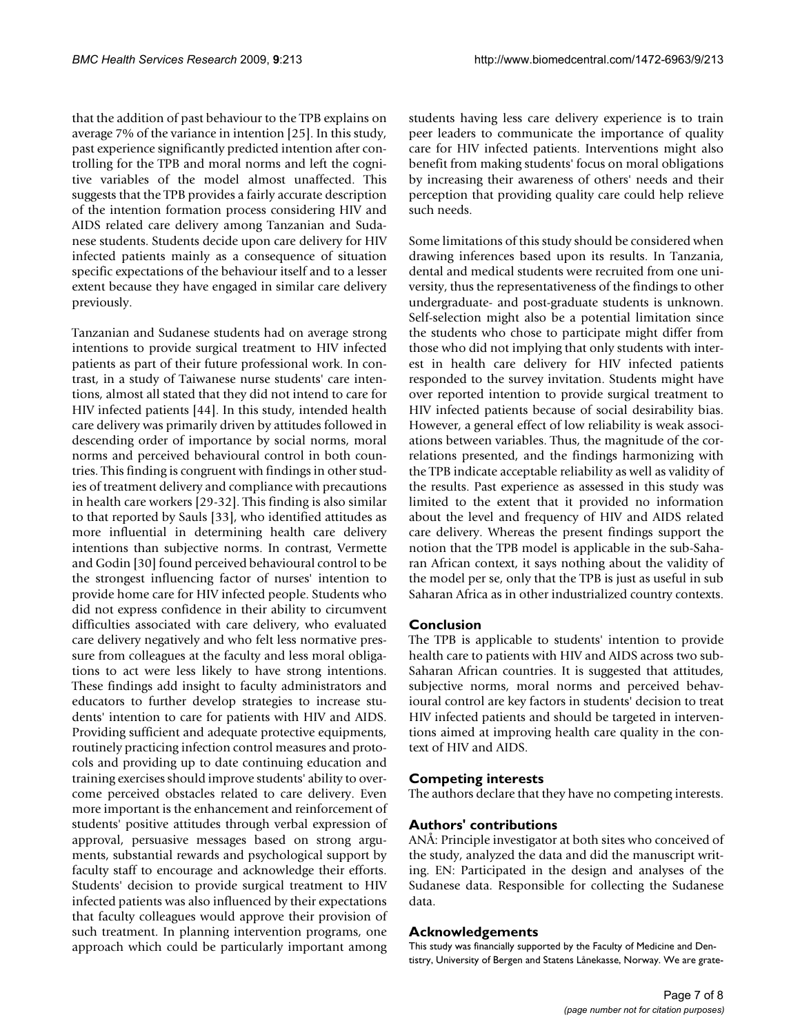that the addition of past behaviour to the TPB explains on average 7% of the variance in intention [25]. In this study, past experience significantly predicted intention after controlling for the TPB and moral norms and left the cognitive variables of the model almost unaffected. This suggests that the TPB provides a fairly accurate description of the intention formation process considering HIV and AIDS related care delivery among Tanzanian and Sudanese students. Students decide upon care delivery for HIV infected patients mainly as a consequence of situation specific expectations of the behaviour itself and to a lesser extent because they have engaged in similar care delivery previously.

Tanzanian and Sudanese students had on average strong intentions to provide surgical treatment to HIV infected patients as part of their future professional work. In contrast, in a study of Taiwanese nurse students' care intentions, almost all stated that they did not intend to care for HIV infected patients [44]. In this study, intended health care delivery was primarily driven by attitudes followed in descending order of importance by social norms, moral norms and perceived behavioural control in both countries. This finding is congruent with findings in other studies of treatment delivery and compliance with precautions in health care workers [29-32]. This finding is also similar to that reported by Sauls [33], who identified attitudes as more influential in determining health care delivery intentions than subjective norms. In contrast, Vermette and Godin [30] found perceived behavioural control to be the strongest influencing factor of nurses' intention to provide home care for HIV infected people. Students who did not express confidence in their ability to circumvent difficulties associated with care delivery, who evaluated care delivery negatively and who felt less normative pressure from colleagues at the faculty and less moral obligations to act were less likely to have strong intentions. These findings add insight to faculty administrators and educators to further develop strategies to increase students' intention to care for patients with HIV and AIDS. Providing sufficient and adequate protective equipments, routinely practicing infection control measures and protocols and providing up to date continuing education and training exercises should improve students' ability to overcome perceived obstacles related to care delivery. Even more important is the enhancement and reinforcement of students' positive attitudes through verbal expression of approval, persuasive messages based on strong arguments, substantial rewards and psychological support by faculty staff to encourage and acknowledge their efforts. Students' decision to provide surgical treatment to HIV infected patients was also influenced by their expectations that faculty colleagues would approve their provision of such treatment. In planning intervention programs, one approach which could be particularly important among students having less care delivery experience is to train peer leaders to communicate the importance of quality care for HIV infected patients. Interventions might also benefit from making students' focus on moral obligations by increasing their awareness of others' needs and their perception that providing quality care could help relieve such needs.

Some limitations of this study should be considered when drawing inferences based upon its results. In Tanzania, dental and medical students were recruited from one university, thus the representativeness of the findings to other undergraduate- and post-graduate students is unknown. Self-selection might also be a potential limitation since the students who chose to participate might differ from those who did not implying that only students with interest in health care delivery for HIV infected patients responded to the survey invitation. Students might have over reported intention to provide surgical treatment to HIV infected patients because of social desirability bias. However, a general effect of low reliability is weak associations between variables. Thus, the magnitude of the correlations presented, and the findings harmonizing with the TPB indicate acceptable reliability as well as validity of the results. Past experience as assessed in this study was limited to the extent that it provided no information about the level and frequency of HIV and AIDS related care delivery. Whereas the present findings support the notion that the TPB model is applicable in the sub-Saharan African context, it says nothing about the validity of the model per se, only that the TPB is just as useful in sub Saharan Africa as in other industrialized country contexts.

## Conclusion

The TPB is applicable to students' intention to provide health care to patients with HIV and AIDS across two sub-Saharan African countries. It is suggested that attitudes, subjective norms, moral norms and perceived behavioural control are key factors in students' decision to treat HIV infected patients and should be targeted in interventions aimed at improving health care quality in the context of HIV and AIDS.

## Competing interests

The authors declare that they have no competing interests.

## Authors' contributions

ANÅ: Principle investigator at both sites who conceived of the study, analyzed the data and did the manuscript writing. EN: Participated in the design and analyses of the Sudanese data. Responsible for collecting the Sudanese data.

## Acknowledgements

This study was financially supported by the Faculty of Medicine and Dentistry, University of Bergen and Statens Lånekasse, Norway. We are grate-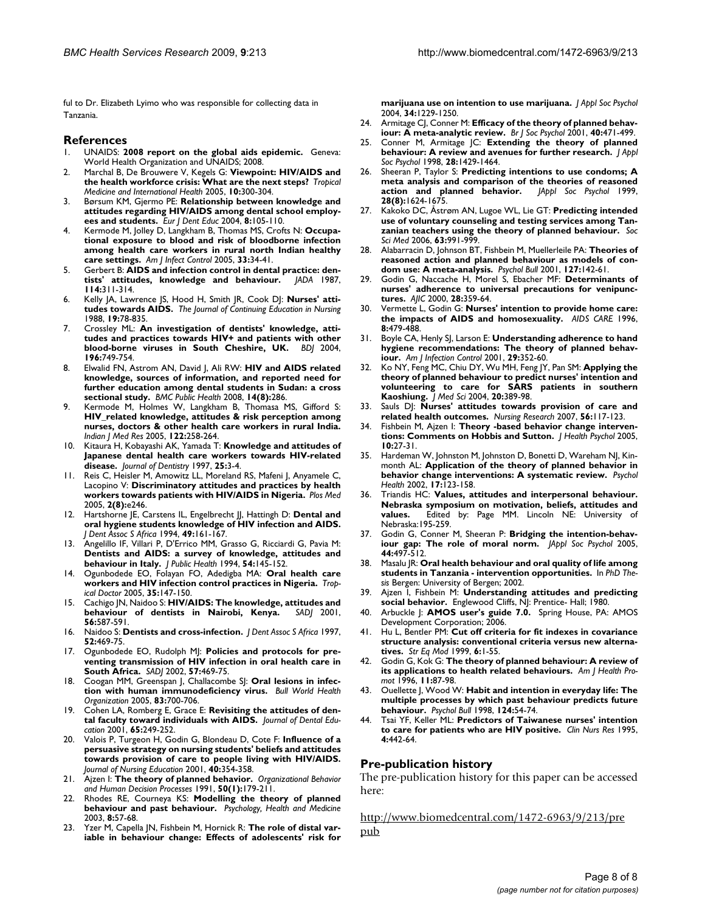ful to Dr. Elizabeth Lyimo who was responsible for collecting data in Tanzania.

## References

1. UNAIDS: **2008 report on the global aids epidemic.** Geneva: World Health Organization and UNAIDS; 2008.
2. Marchal B, De Brouwere V, Kegels G: **Viewpoint: HIV/AIDS and the health workforce crisis: What are the next steps?** *Tropical Medicine and International Health* 2005, **10:**300-304.
3. Børsum KM, Gjermo PE: **Relationship between knowledge and attitudes regarding HIV/AIDS among dental school employees and students.** *Eur J Dent Educ* 2004, **8:**105-110.
4. Kermode M, Jolley D, Langkham B, Thomas MS, Crofts N: **Occupational exposure to blood and risk of bloodborne infection among health care workers in rural north Indian healthy care settings.** *Am J Infect Control* 2005, **33:**34-41.
5. Gerbert B: **AIDS and infection control in dental practice: dentists' attitudes, knowledge and behaviour.** *JADA* 1987, **114:**311-314.
6. Kelly JA, Lawrence JS, Hood H, Smith JR, Cook DJ: **Nurses' attitudes towards AIDS.** *The Journal of Continuing Education in Nursing* 1988, **19:**78-835.
7. Crossley ML: **An investigation of dentists' knowledge, attitudes and practices towards HIV+ and patients with other blood-borne viruses in South Cheshire, UK.** *BDJ* 2004, **196:**749-754.
8. Elwalid FN, Astrom AN, David J, Ali RW: **HIV and AIDS related knowledge, sources of information, and reported need for further education among dental students in Sudan: a cross sectional study.** *BMC Public Health* 2008, **14(8):**286.
9. Kermode M, Holmes W, Langkham B, Thomasa MS, Gifford S: **HIV_related knowledge, attitudes & risk perception among nurses, doctors & other health care workers in rural India.** *Indian J Med Res* 2005, **122:**258-264.
10. Kitaura H, Kobayashi AK, Yamada T: **Knowledge and attitudes of Japanese dental health care workers towards HIV-related disease.** *Journal of Dentistry* 1997, **25:**3-4.
11. Reis C, Heisler M, Amowitz LL, Moreland RS, Mafeni J, Anyamele C, Lacopino V: **Discriminatory attitudes and practices by health workers towards patients with HIV/AIDS in Nigeria.** *Plos Med* 2005, **2(8):**e246.
12. Hartshorne JE, Carstens IL, Engelbrecht JJ, Hattingh D: **Dental and oral hygiene students knowledge of HIV infection and AIDS.** *J Dent Assoc S Africa* 1994, **49:**161-167.
13. Angelillo IF, Villari P, D'Errico MM, Grasso G, Ricciardi G, Pavia M: **Dentists and AIDS: a survey of knowledge, attitudes and behaviour in Italy.** *J Public Health* 1994, **54:**145-152.
14. Ogunbodede EO, Folayan FO, Adedigba MA: **Oral health care workers and HIV infection control practices in Nigeria.** *Tropical Doctor* 2005, **35:**147-150.
15. Cachigo JN, Naidoo S: **HIV/AIDS: The knowledge, attitudes and behaviour of dentists in Nairobi, Kenya.** *SADJ* 2001, **56:**587-591.
16. Naidoo S: **Dentists and cross-infection.** *J Dent Assoc S Africa* 1997, **52:**469-75.
17. Ogunbodede EO, Rudolph MJ: **Policies and protocols for preventing transmission of HIV infection in oral health care in South Africa.** *SADJ* 2002, **57:**469-75.
18. Coogan MM, Greenspan J, Challacombe SJ: **Oral lesions in infection with human immunodeficiency virus.** *Bull World Health Organization* 2005, **83:**700-706.
19. Cohen LA, Romberg E, Grace E: **Revisiting the attitudes of dental faculty toward individuals with AIDS.** *Journal of Dental Education* 2001, **65:**249-252.
20. Valois P, Turgeon H, Godin G, Blondeau D, Cote F: **Influence of a persuasive strategy on nursing students' beliefs and attitudes towards provision of care to people living with HIV/AIDS.** *Journal of Nursing Education* 2001, **40:**354-358.
21. Ajzen I: **The theory of planned behavior.** *Organizational Behavior and Human Decision Processes* 1991, **50(1):**179-211.
22. Rhodes RE, Courneya KS: **Modelling the theory of planned behaviour and past behaviour.** *Psychology, Health and Medicine* 2003, **8:**57-68.
23. Yzer M, Capella JN, Fishbein M, Hornick R: **The role of distal variable in behaviour change: Effects of adolescents' risk for marijuana use on intention to use marijuana.** *J Appl Soc Psychol* 2004, **34:**1229-1250.
24. Armitage CJ, Conner M: **Efficacy of the theory of planned behaviour: A meta-analytic review.** *Br J Soc Psychol* 2001, **40:**471-499.
25. Conner M, Armitage JC: **Extending the theory of planned behaviour: A review and avenues for further research.** *J Appl Soc Psychol* 1998, **28:**1429-1464.
26. Sheeran P, Taylor S: **Predicting intentions to use condoms; A meta analysis and comparison of the theories of reasoned action and planned behavior.** *JAppl Soc Psychol* 1999, **28(8):**1624-1675.
27. Kakoko DC, Åstrøm AN, Lugoe WL, Lie GT: **Predicting intended use of voluntary counseling and testing services among Tanzanian teachers using the theory of planned behaviour.** *Soc Sci Med* 2006, **63:**991-999.
28. Alabarracin D, Johnson BT, Fishbein M, Muellerleile PA: **Theories of reasoned action and planned behaviour as models of condom use: A meta-analysis.** *Psychol Bull* 2001, **127:**142-61.
29. Godin G, Naccache H, Morel S, Ebacher MF: **Determinants of nurses' adherence to universal precautions for venipunctures.** *AJIC* 2000, **28:**359-64.
30. Vermette L, Godin G: **Nurses' intention to provide home care: the impacts of AIDS and homosexuality.** *AIDS CARE* 1996, **8:**479-488.
31. Boyle CA, Henly SJ, Larson E: **Understanding adherence to hand hygiene recommendations: The theory of planned behaviour.** *Am J Infection Control* 2001, **29:**352-60.
32. Ko NY, Feng MC, Chiu DY, Wu MH, Feng JY, Pan SM: **Applying the theory of planned behaviour to predict nurses' intention and volunteering to care for SARS patients in southern Kaoshiung.** *J Med Sci* 2004, **20:**389-98.
33. Sauls DJ: **Nurses' attitudes towards provision of care and related health outcomes.** *Nursing Research* 2007, **56:**117-123.
34. Fishbein M, Ajzen I: **Theory -based behavior change interventions: Comments on Hobbis and Sutton.** *J Health Psychol* 2005, **10:**27-31.
35. Hardeman W, Johnston M, Johnston D, Bonetti D, Wareham NJ, Kinmonth AL: **Application of the theory of planned behavior in behavior change interventions: A systematic review.** *Psychol Health* 2002, **17:**123-158.
36. Triandis HC: **Values, attitudes and interpersonal behaviour. Nebraska symposium on motivation, beliefs, attitudes and values.** Edited by: Page MM. Lincoln NE: University of Nebraska:195-259.
37. Godin G, Conner M, Sheeran P: **Bridging the intention-behaviour gap: The role of moral norm.** *JAppl Soc Psychol* 2005, **44:**497-512.
38. Masalu JR: **Oral health behaviour and oral quality of life among students in Tanzania - intervention opportunities.** In *PhD Thesis* Bergen: University of Bergen; 2002.
39. Ajzen I, Fishbein M: **Understanding attitudes and predicting social behavior.** Englewood Cliffs, NJ: Prentice- Hall; 1980.
40. Arbuckle J: **AMOS user's guide 7.0.** Spring House, PA: AMOS Development Corporation; 2006.
41. Hu L, Bentler PM: **Cut off criteria for fit indexes in covariance structure analysis: conventional criteria versus new alternatives.** *Str Eq Mod* 1999, **6:**1-55.
42. Godin G, Kok G: **The theory of planned behaviour: A review of its applications to health related behaviours.** *Am J Health Promot* 1996, **11:**87-98.
43. Ouellette J, Wood W: **Habit and intention in everyday life: The multiple processes by which past behaviour predicts future behaviour.** *Psychol Bull* 1998, **124:**54-74.
44. Tsai YF, Keller ML: **Predictors of Taiwanese nurses' intention to care for patients who are HIV positive.** *Clin Nurs Res* 1995, **4:**442-64.

## Pre-publication history

The pre-publication history for this paper can be accessed here:

http://www.biomedcentral.com/1472-6963/9/213/prepub